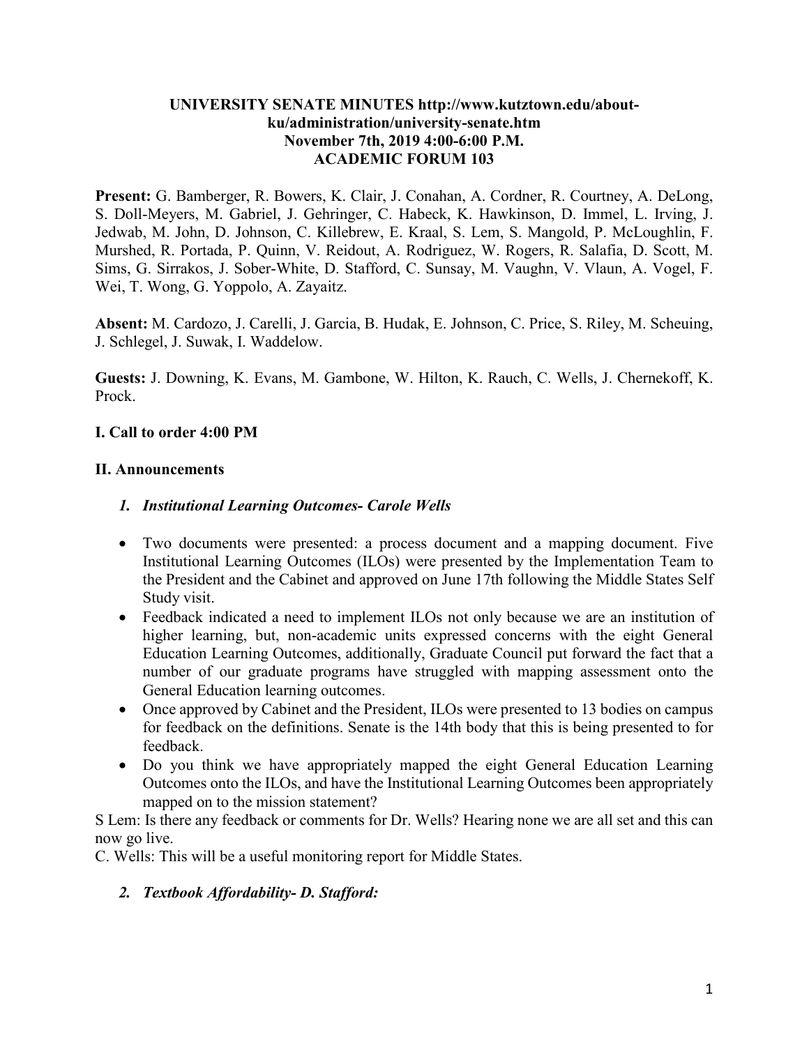**UNIVERSITY SENATE MINUTES http://www.kutztown.edu/about-ku/administration/university-senate.htm**
**November 7th, 2019 4:00-6:00 P.M.**
**ACADEMIC FORUM 103**

**Present:** G. Bamberger, R. Bowers, K. Clair, J. Conahan, A. Cordner, R. Courtney, A. DeLong, S. Doll-Meyers, M. Gabriel, J. Gehringer, C. Habeck, K. Hawkinson, D. Immel, L. Irving, J. Jedwab, M. John, D. Johnson, C. Killebrew, E. Kraal, S. Lem, S. Mangold, P. McLoughlin, F. Murshed, R. Portada, P. Quinn, V. Reidout, A. Rodriguez, W. Rogers, R. Salafia, D. Scott, M. Sims, G. Sirrakos, J. Sober-White, D. Stafford, C. Sunsay, M. Vaughn, V. Vlaun, A. Vogel, F. Wei, T. Wong, G. Yoppolo, A. Zayaitz.

**Absent:** M. Cardozo, J. Carelli, J. Garcia, B. Hudak, E. Johnson, C. Price, S. Riley, M. Scheuing, J. Schlegel, J. Suwak, I. Waddelow.

**Guests:** J. Downing, K. Evans, M. Gambone, W. Hilton, K. Rauch, C. Wells, J. Chernekoff, K. Prock.

## I. Call to order 4:00 PM

## II. Announcements

### *1. Institutional Learning Outcomes- Carole Wells*

- Two documents were presented: a process document and a mapping document. Five Institutional Learning Outcomes (ILOs) were presented by the Implementation Team to the President and the Cabinet and approved on June 17th following the Middle States Self Study visit.
- Feedback indicated a need to implement ILOs not only because we are an institution of higher learning, but, non-academic units expressed concerns with the eight General Education Learning Outcomes, additionally, Graduate Council put forward the fact that a number of our graduate programs have struggled with mapping assessment onto the General Education learning outcomes.
- Once approved by Cabinet and the President, ILOs were presented to 13 bodies on campus for feedback on the definitions. Senate is the 14th body that this is being presented to for feedback.
- Do you think we have appropriately mapped the eight General Education Learning Outcomes onto the ILOs, and have the Institutional Learning Outcomes been appropriately mapped on to the mission statement?

S Lem: Is there any feedback or comments for Dr. Wells? Hearing none we are all set and this can now go live.

C. Wells: This will be a useful monitoring report for Middle States.

### *2. Textbook Affordability- D. Stafford:*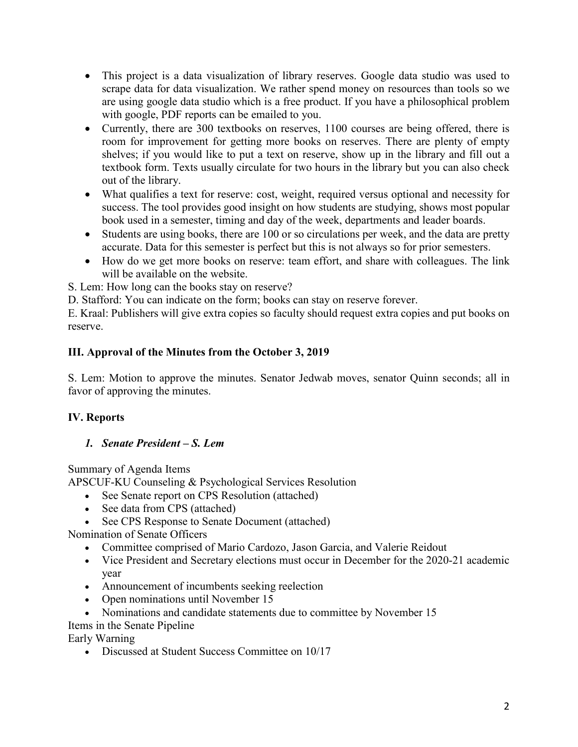- This project is a data visualization of library reserves. Google data studio was used to scrape data for data visualization. We rather spend money on resources than tools so we are using google data studio which is a free product. If you have a philosophical problem with google, PDF reports can be emailed to you.
- Currently, there are 300 textbooks on reserves, 1100 courses are being offered, there is room for improvement for getting more books on reserves. There are plenty of empty shelves; if you would like to put a text on reserve, show up in the library and fill out a textbook form. Texts usually circulate for two hours in the library but you can also check out of the library.
- What qualifies a text for reserve: cost, weight, required versus optional and necessity for success. The tool provides good insight on how students are studying, shows most popular book used in a semester, timing and day of the week, departments and leader boards.
- Students are using books, there are 100 or so circulations per week, and the data are pretty accurate. Data for this semester is perfect but this is not always so for prior semesters.
- How do we get more books on reserve: team effort, and share with colleagues. The link will be available on the website.

S. Lem: How long can the books stay on reserve?

D. Stafford: You can indicate on the form; books can stay on reserve forever.

E. Kraal: Publishers will give extra copies so faculty should request extra copies and put books on reserve.

## III. Approval of the Minutes from the October 3, 2019

S. Lem: Motion to approve the minutes. Senator Jedwab moves, senator Quinn seconds; all in favor of approving the minutes.

## IV. Reports

### *1. Senate President – S. Lem*

Summary of Agenda Items

APSCUF-KU Counseling & Psychological Services Resolution

- See Senate report on CPS Resolution (attached)
- See data from CPS (attached)
- See CPS Response to Senate Document (attached)

Nomination of Senate Officers

- Committee comprised of Mario Cardozo, Jason Garcia, and Valerie Reidout
- Vice President and Secretary elections must occur in December for the 2020-21 academic year
- Announcement of incumbents seeking reelection
- Open nominations until November 15
- Nominations and candidate statements due to committee by November 15

Items in the Senate Pipeline

Early Warning

- Discussed at Student Success Committee on 10/17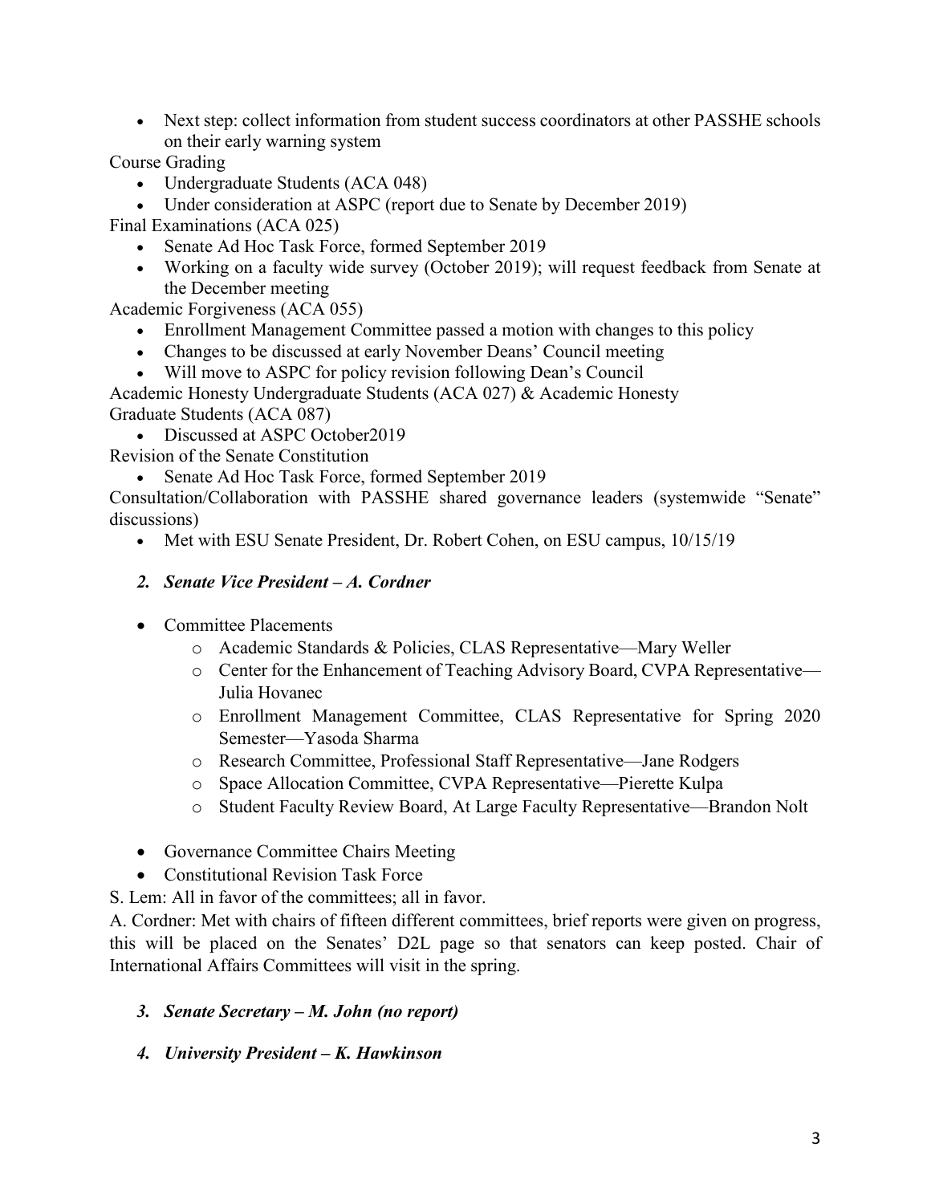- Next step: collect information from student success coordinators at other PASSHE schools on their early warning system

Course Grading

- Undergraduate Students (ACA 048)
- Under consideration at ASPC (report due to Senate by December 2019)

Final Examinations (ACA 025)

- Senate Ad Hoc Task Force, formed September 2019
- Working on a faculty wide survey (October 2019); will request feedback from Senate at the December meeting

Academic Forgiveness (ACA 055)

- Enrollment Management Committee passed a motion with changes to this policy
- Changes to be discussed at early November Deans' Council meeting
- Will move to ASPC for policy revision following Dean's Council

Academic Honesty Undergraduate Students (ACA 027) & Academic Honesty Graduate Students (ACA 087)

- Discussed at ASPC October2019

Revision of the Senate Constitution

- Senate Ad Hoc Task Force, formed September 2019

Consultation/Collaboration with PASSHE shared governance leaders (systemwide "Senate" discussions)

- Met with ESU Senate President, Dr. Robert Cohen, on ESU campus, 10/15/19

### *2. Senate Vice President – A. Cordner*

- Committee Placements
  - Academic Standards & Policies, CLAS Representative—Mary Weller
  - Center for the Enhancement of Teaching Advisory Board, CVPA Representative—Julia Hovanec
  - Enrollment Management Committee, CLAS Representative for Spring 2020 Semester—Yasoda Sharma
  - Research Committee, Professional Staff Representative—Jane Rodgers
  - Space Allocation Committee, CVPA Representative—Pierette Kulpa
  - Student Faculty Review Board, At Large Faculty Representative—Brandon Nolt
- Governance Committee Chairs Meeting
- Constitutional Revision Task Force

S. Lem: All in favor of the committees; all in favor.

A. Cordner: Met with chairs of fifteen different committees, brief reports were given on progress, this will be placed on the Senates' D2L page so that senators can keep posted. Chair of International Affairs Committees will visit in the spring.

### *3. Senate Secretary – M. John (no report)*

### *4. University President – K. Hawkinson*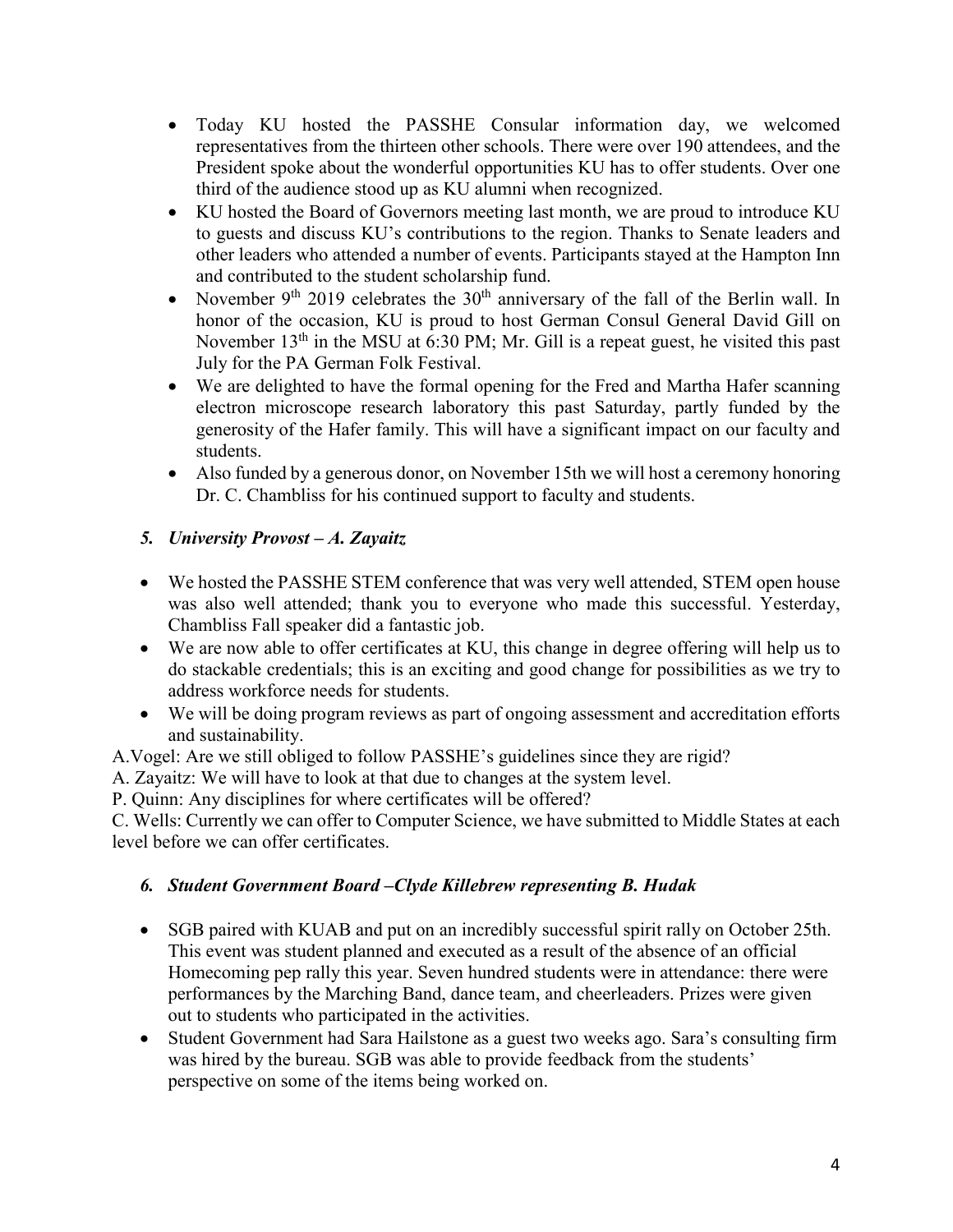- Today KU hosted the PASSHE Consular information day, we welcomed representatives from the thirteen other schools. There were over 190 attendees, and the President spoke about the wonderful opportunities KU has to offer students. Over one third of the audience stood up as KU alumni when recognized.
- KU hosted the Board of Governors meeting last month, we are proud to introduce KU to guests and discuss KU's contributions to the region. Thanks to Senate leaders and other leaders who attended a number of events. Participants stayed at the Hampton Inn and contributed to the student scholarship fund.
- November 9th 2019 celebrates the 30th anniversary of the fall of the Berlin wall. In honor of the occasion, KU is proud to host German Consul General David Gill on November 13th in the MSU at 6:30 PM; Mr. Gill is a repeat guest, he visited this past July for the PA German Folk Festival.
- We are delighted to have the formal opening for the Fred and Martha Hafer scanning electron microscope research laboratory this past Saturday, partly funded by the generosity of the Hafer family. This will have a significant impact on our faculty and students.
- Also funded by a generous donor, on November 15th we will host a ceremony honoring Dr. C. Chambliss for his continued support to faculty and students.

### *5. University Provost – A. Zayaitz*

- We hosted the PASSHE STEM conference that was very well attended, STEM open house was also well attended; thank you to everyone who made this successful. Yesterday, Chambliss Fall speaker did a fantastic job.
- We are now able to offer certificates at KU, this change in degree offering will help us to do stackable credentials; this is an exciting and good change for possibilities as we try to address workforce needs for students.
- We will be doing program reviews as part of ongoing assessment and accreditation efforts and sustainability.

A.Vogel: Are we still obliged to follow PASSHE's guidelines since they are rigid?

A. Zayaitz: We will have to look at that due to changes at the system level.

P. Quinn: Any disciplines for where certificates will be offered?

C. Wells: Currently we can offer to Computer Science, we have submitted to Middle States at each level before we can offer certificates.

### *6. Student Government Board –Clyde Killebrew representing B. Hudak*

- SGB paired with KUAB and put on an incredibly successful spirit rally on October 25th. This event was student planned and executed as a result of the absence of an official Homecoming pep rally this year. Seven hundred students were in attendance: there were performances by the Marching Band, dance team, and cheerleaders. Prizes were given out to students who participated in the activities.
- Student Government had Sara Hailstone as a guest two weeks ago. Sara's consulting firm was hired by the bureau. SGB was able to provide feedback from the students' perspective on some of the items being worked on.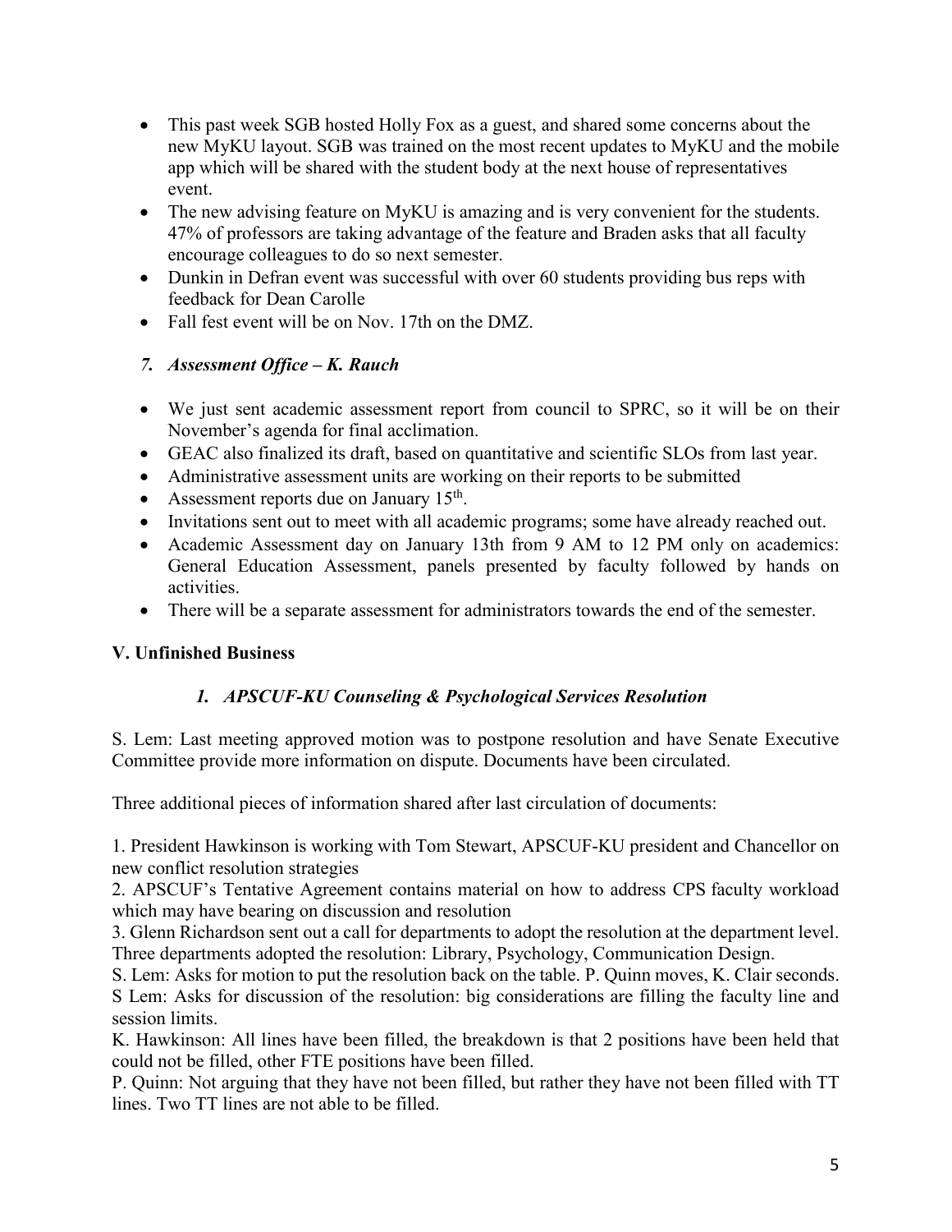- This past week SGB hosted Holly Fox as a guest, and shared some concerns about the new MyKU layout. SGB was trained on the most recent updates to MyKU and the mobile app which will be shared with the student body at the next house of representatives event.
- The new advising feature on MyKU is amazing and is very convenient for the students. 47% of professors are taking advantage of the feature and Braden asks that all faculty encourage colleagues to do so next semester.
- Dunkin in Defran event was successful with over 60 students providing bus reps with feedback for Dean Carolle
- Fall fest event will be on Nov. 17th on the DMZ.

### *7. Assessment Office – K. Rauch*

- We just sent academic assessment report from council to SPRC, so it will be on their November's agenda for final acclimation.
- GEAC also finalized its draft, based on quantitative and scientific SLOs from last year.
- Administrative assessment units are working on their reports to be submitted
- Assessment reports due on January 15th.
- Invitations sent out to meet with all academic programs; some have already reached out.
- Academic Assessment day on January 13th from 9 AM to 12 PM only on academics: General Education Assessment, panels presented by faculty followed by hands on activities.
- There will be a separate assessment for administrators towards the end of the semester.

## V. Unfinished Business

### *1. APSCUF-KU Counseling & Psychological Services Resolution*

S. Lem: Last meeting approved motion was to postpone resolution and have Senate Executive Committee provide more information on dispute. Documents have been circulated.

Three additional pieces of information shared after last circulation of documents:

1. President Hawkinson is working with Tom Stewart, APSCUF-KU president and Chancellor on new conflict resolution strategies
2. APSCUF's Tentative Agreement contains material on how to address CPS faculty workload which may have bearing on discussion and resolution
3. Glenn Richardson sent out a call for departments to adopt the resolution at the department level. Three departments adopted the resolution: Library, Psychology, Communication Design.

S. Lem: Asks for motion to put the resolution back on the table. P. Quinn moves, K. Clair seconds.
S Lem: Asks for discussion of the resolution: big considerations are filling the faculty line and session limits.
K. Hawkinson: All lines have been filled, the breakdown is that 2 positions have been held that could not be filled, other FTE positions have been filled.
P. Quinn: Not arguing that they have not been filled, but rather they have not been filled with TT lines. Two TT lines are not able to be filled.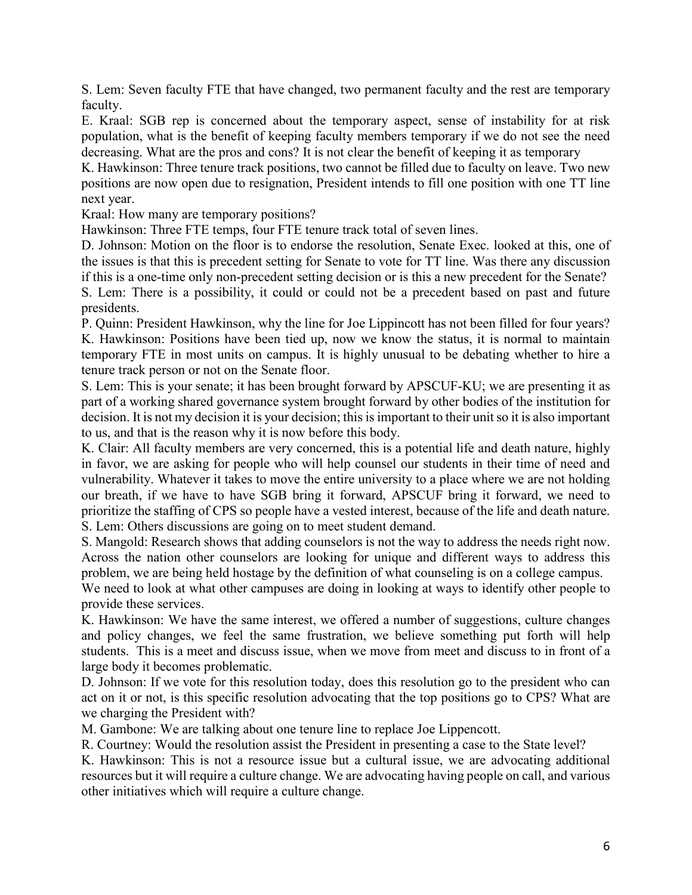S. Lem: Seven faculty FTE that have changed, two permanent faculty and the rest are temporary faculty.

E. Kraal: SGB rep is concerned about the temporary aspect, sense of instability for at risk population, what is the benefit of keeping faculty members temporary if we do not see the need decreasing. What are the pros and cons? It is not clear the benefit of keeping it as temporary

K. Hawkinson: Three tenure track positions, two cannot be filled due to faculty on leave. Two new positions are now open due to resignation, President intends to fill one position with one TT line next year.

Kraal: How many are temporary positions?

Hawkinson: Three FTE temps, four FTE tenure track total of seven lines.

D. Johnson: Motion on the floor is to endorse the resolution, Senate Exec. looked at this, one of the issues is that this is precedent setting for Senate to vote for TT line. Was there any discussion if this is a one-time only non-precedent setting decision or is this a new precedent for the Senate?

S. Lem: There is a possibility, it could or could not be a precedent based on past and future presidents.

P. Quinn: President Hawkinson, why the line for Joe Lippincott has not been filled for four years?

K. Hawkinson: Positions have been tied up, now we know the status, it is normal to maintain temporary FTE in most units on campus. It is highly unusual to be debating whether to hire a tenure track person or not on the Senate floor.

S. Lem: This is your senate; it has been brought forward by APSCUF-KU; we are presenting it as part of a working shared governance system brought forward by other bodies of the institution for decision. It is not my decision it is your decision; this is important to their unit so it is also important to us, and that is the reason why it is now before this body.

K. Clair: All faculty members are very concerned, this is a potential life and death nature, highly in favor, we are asking for people who will help counsel our students in their time of need and vulnerability. Whatever it takes to move the entire university to a place where we are not holding our breath, if we have to have SGB bring it forward, APSCUF bring it forward, we need to prioritize the staffing of CPS so people have a vested interest, because of the life and death nature.

S. Lem: Others discussions are going on to meet student demand.

S. Mangold: Research shows that adding counselors is not the way to address the needs right now. Across the nation other counselors are looking for unique and different ways to address this problem, we are being held hostage by the definition of what counseling is on a college campus. We need to look at what other campuses are doing in looking at ways to identify other people to provide these services.

K. Hawkinson: We have the same interest, we offered a number of suggestions, culture changes and policy changes, we feel the same frustration, we believe something put forth will help students. This is a meet and discuss issue, when we move from meet and discuss to in front of a large body it becomes problematic.

D. Johnson: If we vote for this resolution today, does this resolution go to the president who can act on it or not, is this specific resolution advocating that the top positions go to CPS? What are we charging the President with?

M. Gambone: We are talking about one tenure line to replace Joe Lippencott.

R. Courtney: Would the resolution assist the President in presenting a case to the State level?

K. Hawkinson: This is not a resource issue but a cultural issue, we are advocating additional resources but it will require a culture change. We are advocating having people on call, and various other initiatives which will require a culture change.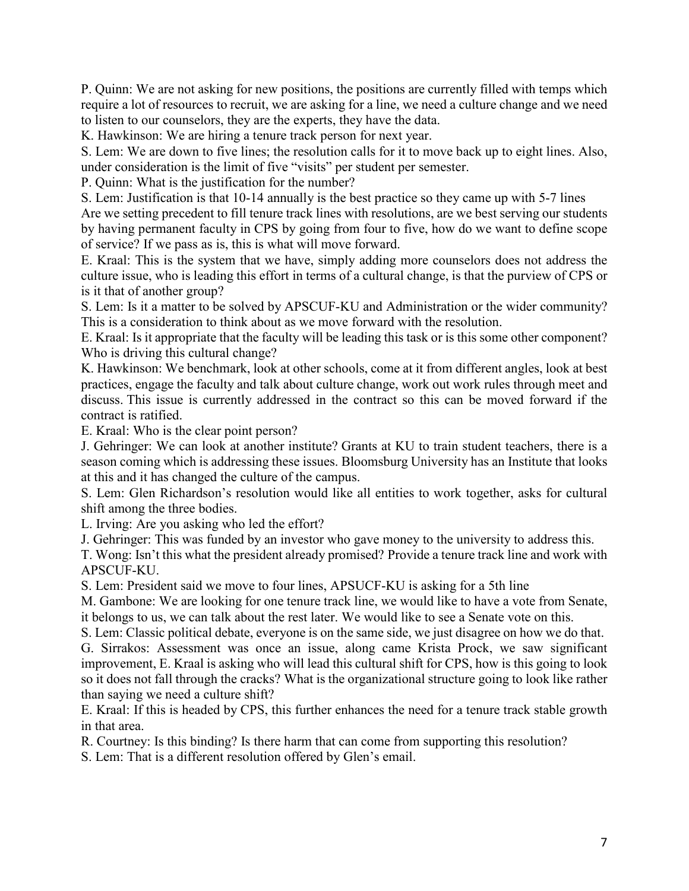P. Quinn: We are not asking for new positions, the positions are currently filled with temps which require a lot of resources to recruit, we are asking for a line, we need a culture change and we need to listen to our counselors, they are the experts, they have the data.

K. Hawkinson: We are hiring a tenure track person for next year.

S. Lem: We are down to five lines; the resolution calls for it to move back up to eight lines. Also, under consideration is the limit of five "visits" per student per semester.

P. Quinn: What is the justification for the number?

S. Lem: Justification is that 10-14 annually is the best practice so they came up with 5-7 lines Are we setting precedent to fill tenure track lines with resolutions, are we best serving our students by having permanent faculty in CPS by going from four to five, how do we want to define scope of service? If we pass as is, this is what will move forward.

E. Kraal: This is the system that we have, simply adding more counselors does not address the culture issue, who is leading this effort in terms of a cultural change, is that the purview of CPS or is it that of another group?

S. Lem: Is it a matter to be solved by APSCUF-KU and Administration or the wider community? This is a consideration to think about as we move forward with the resolution.

E. Kraal: Is it appropriate that the faculty will be leading this task or is this some other component? Who is driving this cultural change?

K. Hawkinson: We benchmark, look at other schools, come at it from different angles, look at best practices, engage the faculty and talk about culture change, work out work rules through meet and discuss. This issue is currently addressed in the contract so this can be moved forward if the contract is ratified.

E. Kraal: Who is the clear point person?

J. Gehringer: We can look at another institute? Grants at KU to train student teachers, there is a season coming which is addressing these issues. Bloomsburg University has an Institute that looks at this and it has changed the culture of the campus.

S. Lem: Glen Richardson's resolution would like all entities to work together, asks for cultural shift among the three bodies.

L. Irving: Are you asking who led the effort?

J. Gehringer: This was funded by an investor who gave money to the university to address this.

T. Wong: Isn't this what the president already promised? Provide a tenure track line and work with APSCUF-KU.

S. Lem: President said we move to four lines, APSUCF-KU is asking for a 5th line

M. Gambone: We are looking for one tenure track line, we would like to have a vote from Senate, it belongs to us, we can talk about the rest later. We would like to see a Senate vote on this.

S. Lem: Classic political debate, everyone is on the same side, we just disagree on how we do that.

G. Sirrakos: Assessment was once an issue, along came Krista Prock, we saw significant improvement, E. Kraal is asking who will lead this cultural shift for CPS, how is this going to look so it does not fall through the cracks? What is the organizational structure going to look like rather than saying we need a culture shift?

E. Kraal: If this is headed by CPS, this further enhances the need for a tenure track stable growth in that area.

R. Courtney: Is this binding? Is there harm that can come from supporting this resolution?

S. Lem: That is a different resolution offered by Glen's email.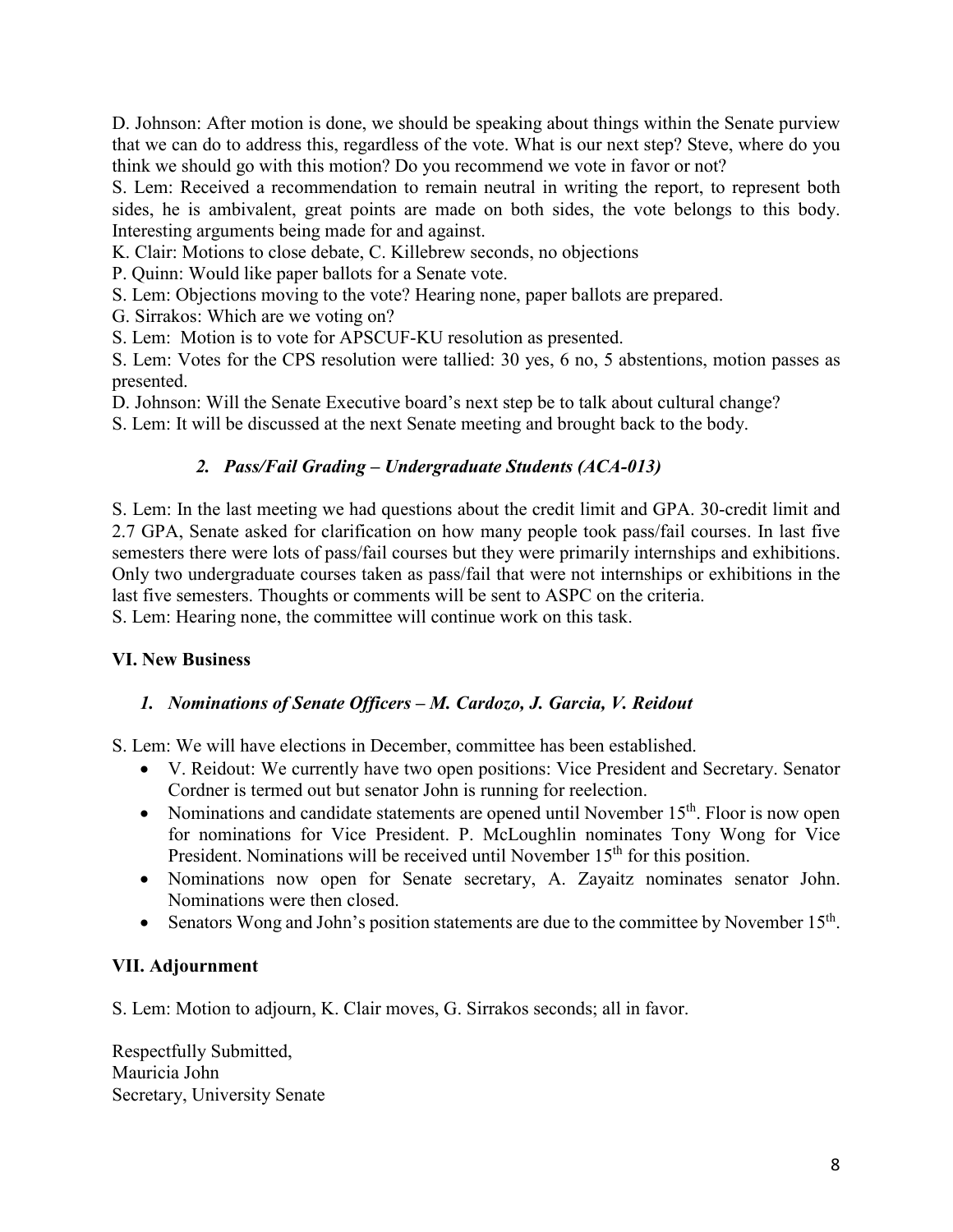D. Johnson: After motion is done, we should be speaking about things within the Senate purview that we can do to address this, regardless of the vote. What is our next step? Steve, where do you think we should go with this motion? Do you recommend we vote in favor or not?

S. Lem: Received a recommendation to remain neutral in writing the report, to represent both sides, he is ambivalent, great points are made on both sides, the vote belongs to this body. Interesting arguments being made for and against.

K. Clair: Motions to close debate, C. Killebrew seconds, no objections

P. Quinn: Would like paper ballots for a Senate vote.

S. Lem: Objections moving to the vote? Hearing none, paper ballots are prepared.

G. Sirrakos: Which are we voting on?

S. Lem: Motion is to vote for APSCUF-KU resolution as presented.

S. Lem: Votes for the CPS resolution were tallied: 30 yes, 6 no, 5 abstentions, motion passes as presented.

D. Johnson: Will the Senate Executive board's next step be to talk about cultural change?

S. Lem: It will be discussed at the next Senate meeting and brought back to the body.

### *2. Pass/Fail Grading – Undergraduate Students (ACA-013)*

S. Lem: In the last meeting we had questions about the credit limit and GPA. 30-credit limit and 2.7 GPA, Senate asked for clarification on how many people took pass/fail courses. In last five semesters there were lots of pass/fail courses but they were primarily internships and exhibitions. Only two undergraduate courses taken as pass/fail that were not internships or exhibitions in the last five semesters. Thoughts or comments will be sent to ASPC on the criteria.

S. Lem: Hearing none, the committee will continue work on this task.

## VI. New Business

### *1. Nominations of Senate Officers – M. Cardozo, J. Garcia, V. Reidout*

S. Lem: We will have elections in December, committee has been established.

- V. Reidout: We currently have two open positions: Vice President and Secretary. Senator Cordner is termed out but senator John is running for reelection.
- Nominations and candidate statements are opened until November 15th. Floor is now open for nominations for Vice President. P. McLoughlin nominates Tony Wong for Vice President. Nominations will be received until November 15th for this position.
- Nominations now open for Senate secretary, A. Zayaitz nominates senator John. Nominations were then closed.
- Senators Wong and John's position statements are due to the committee by November 15th.

## VII. Adjournment

S. Lem: Motion to adjourn, K. Clair moves, G. Sirrakos seconds; all in favor.

Respectfully Submitted,
Mauricia John
Secretary, University Senate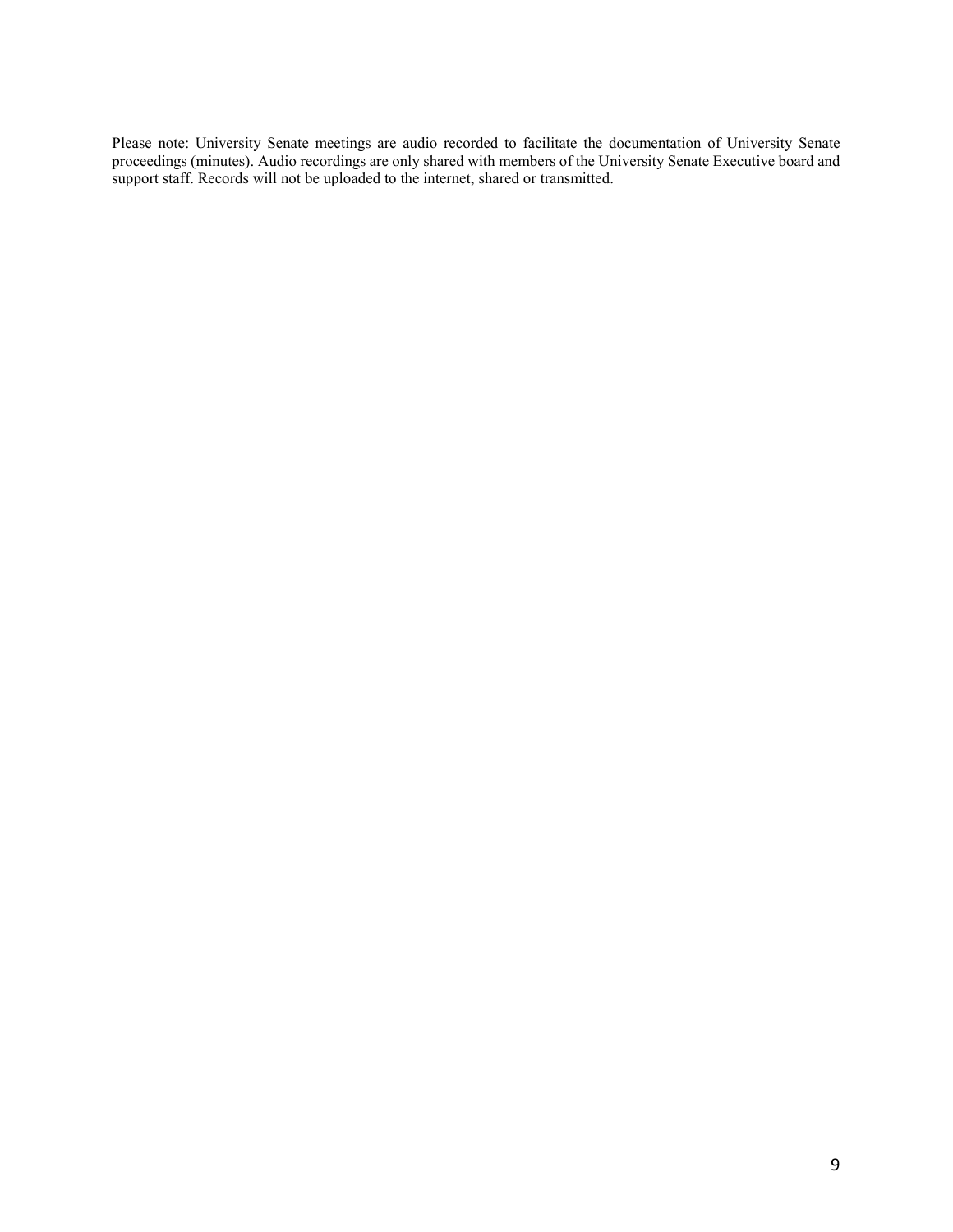Please note: University Senate meetings are audio recorded to facilitate the documentation of University Senate proceedings (minutes). Audio recordings are only shared with members of the University Senate Executive board and support staff. Records will not be uploaded to the internet, shared or transmitted.